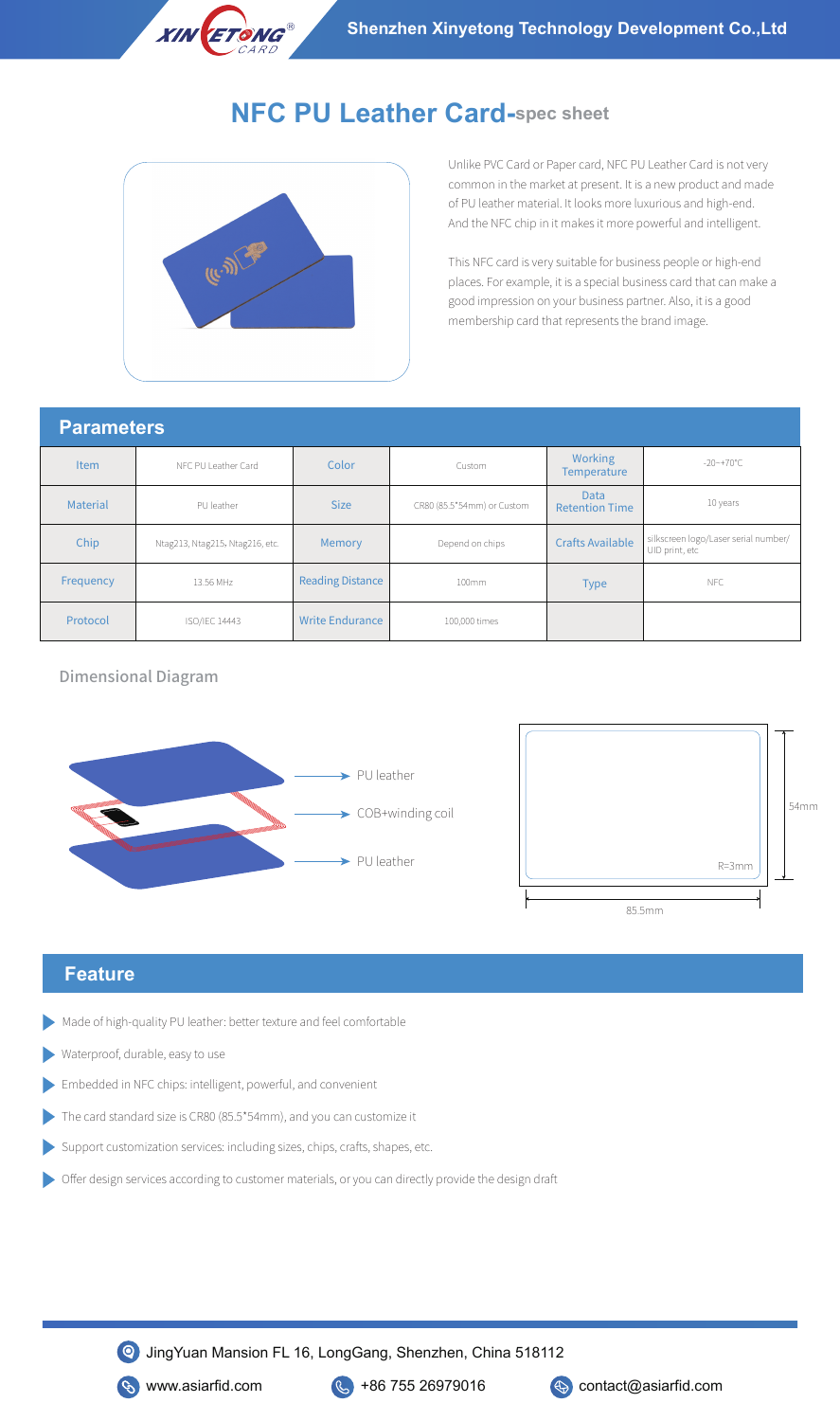Shenzhen Xinyetong Technology Development Co.,Ltd

# NFC PU Leather Card-spec sheet

Unlike PVC Card or Paper card, NFC PU Leather Card is not very common in the market at present. It is a new product and made of PU leather material. It looks more luxurious and high-end. And the NFC chip in it makes it more powerful and intelligent.

This NFC card is very suitable for business people or high-end places. For example, it is a special business card that can make a good impression on your business partner. Also, it is a good membership card that represents the brand image.

## Parameters

| Item | NFC PU Leather Card | Color | Custom | Working Temperature | -20~+70°C |
|---|---|---|---|---|---|
| Material | PU leather | Size | CR80 (85.5*54mm) or Custom | Data Retention Time | 10 years |
| Chip | Ntag213, Ntag215, Ntag216, etc. | Memory | Depend on chips | Crafts Available | silkscreen logo/Laser serial number/ UID print, etc |
| Frequency | 13.56 MHz | Reading Distance | 100mm | Type | NFC |
| Protocol | ISO/IEC 14443 | Write Endurance | 100,000 times | | |

### Dimensional Diagram

- PU leather
- COB+winding coil
- PU leather

54mm

R=3mm

85.5mm

## Feature

- Made of high-quality PU leather: better texture and feel comfortable
- Waterproof, durable, easy to use
- Embedded in NFC chips: intelligent, powerful, and convenient
- The card standard size is CR80 (85.5*54mm), and you can customize it
- Support customization services: including sizes, chips, crafts, shapes, etc.
- Offer design services according to customer materials, or you can directly provide the design draft

JingYuan Mansion FL 16, LongGang, Shenzhen, China 518112

www.asiarfid.com +86 755 26979016 contact@asiarfid.com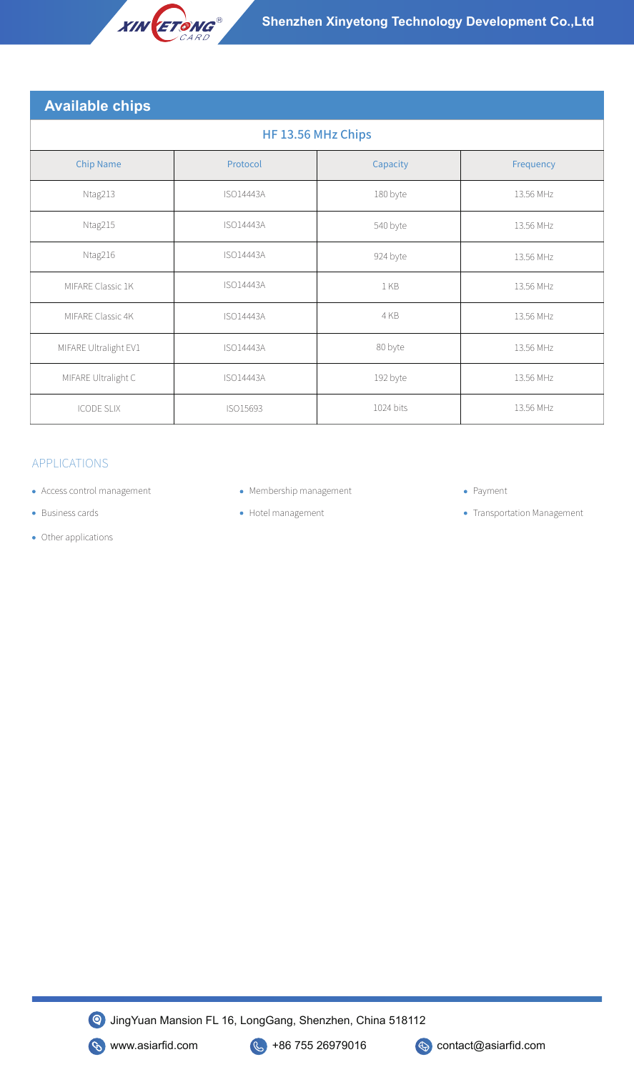## Available chips

| HF 13.56 MHz Chips | | | |
|---|---|---|---|
| Chip Name | Protocol | Capacity | Frequency |
| Ntag213 | ISO14443A | 180 byte | 13.56 MHz |
| Ntag215 | ISO14443A | 540 byte | 13.56 MHz |
| Ntag216 | ISO14443A | 924 byte | 13.56 MHz |
| MIFARE Classic 1K | ISO14443A | 1 KB | 13.56 MHz |
| MIFARE Classic 4K | ISO14443A | 4 KB | 13.56 MHz |
| MIFARE Ultralight EV1 | ISO14443A | 80 byte | 13.56 MHz |
| MIFARE Ultralight C | ISO14443A | 192 byte | 13.56 MHz |
| ICODE SLIX | ISO15693 | 1024 bits | 13.56 MHz |

### APPLICATIONS

- Access control management
- Membership management
- Payment
- Business cards
- Hotel management
- Transportation Management
- Other applications

JingYuan Mansion FL 16, LongGang, Shenzhen, China 518112

www.asiarfid.com +86 755 26979016 contact@asiarfid.com